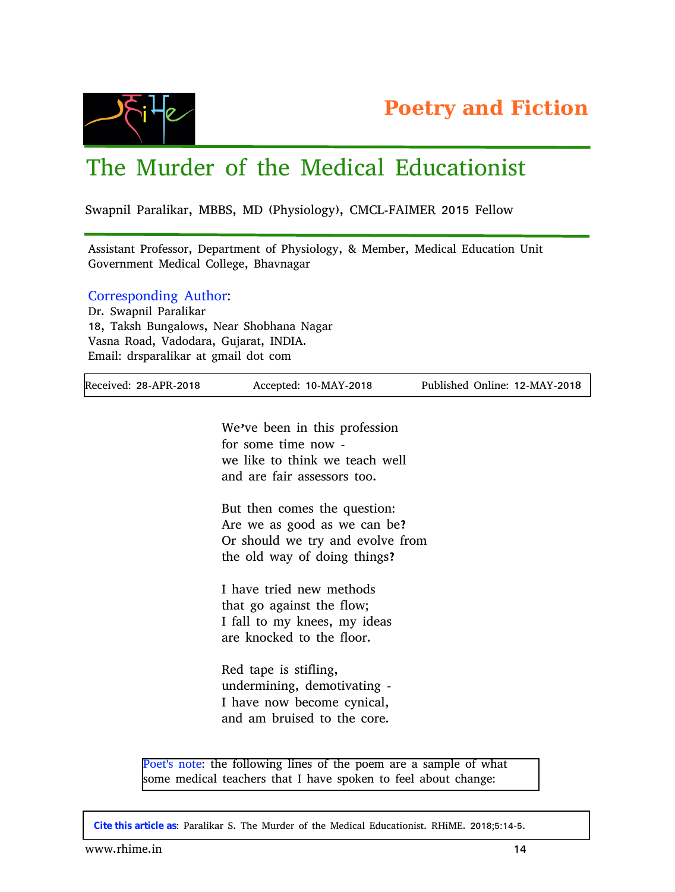**Poetry and Fiction**

# The Murder of the Medical Educationist

Swapnil Paralikar, MBBS, MD (Physiology), CMCL-FAIMER 2015 Fellow

Assistant Professor, Department of Physiology, & Member, Medical Education Unit
Government Medical College, Bhavnagar

**Corresponding Author:**
Dr. Swapnil Paralikar
18, Taksh Bungalows, Near Shobhana Nagar
Vasna Road, Vadodara, Gujarat, INDIA.
Email: drsparalikar at gmail dot com

| Received: 28-APR-2018 | Accepted: 10-MAY-2018 | Published Online: 12-MAY-2018 |
|---|---|---|

We've been in this profession
for some time now -
we like to think we teach well
and are fair assessors too.

But then comes the question:
Are we as good as we can be?
Or should we try and evolve from
the old way of doing things?

I have tried new methods
that go against the flow;
I fall to my knees, my ideas
are knocked to the floor.

Red tape is stifling,
undermining, demotivating -
I have now become cynical,
and am bruised to the core.

Poet's note: the following lines of the poem are a sample of what some medical teachers that I have spoken to feel about change:

**Cite this article as**: Paralikar S. The Murder of the Medical Educationist. RHiME. 2018;5:14-5.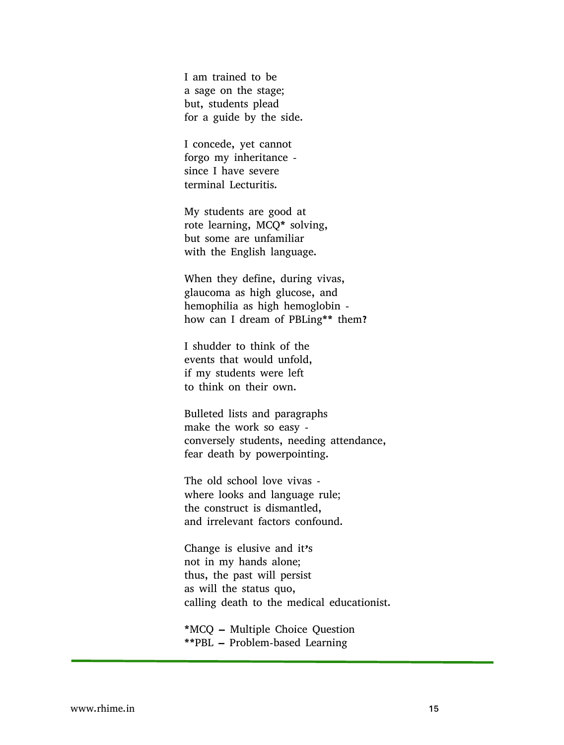I am trained to be  
a sage on the stage;  
but, students plead  
for a guide by the side.

I concede, yet cannot  
forgo my inheritance -  
since I have severe  
terminal Lecturitis.

My students are good at  
rote learning, MCQ* solving,  
but some are unfamiliar  
with the English language.

When they define, during vivas,  
glaucoma as high glucose, and  
hemophilia as high hemoglobin -  
how can I dream of PBLing** them?

I shudder to think of the  
events that would unfold,  
if my students were left  
to think on their own.

Bulleted lists and paragraphs  
make the work so easy -  
conversely students, needing attendance,  
fear death by powerpointing.

The old school love vivas -  
where looks and language rule;  
the construct is dismantled,  
and irrelevant factors confound.

Change is elusive and it's  
not in my hands alone;  
thus, the past will persist  
as will the status quo,  
calling death to the medical educationist.

*MCQ – Multiple Choice Question  
**PBL – Problem-based Learning